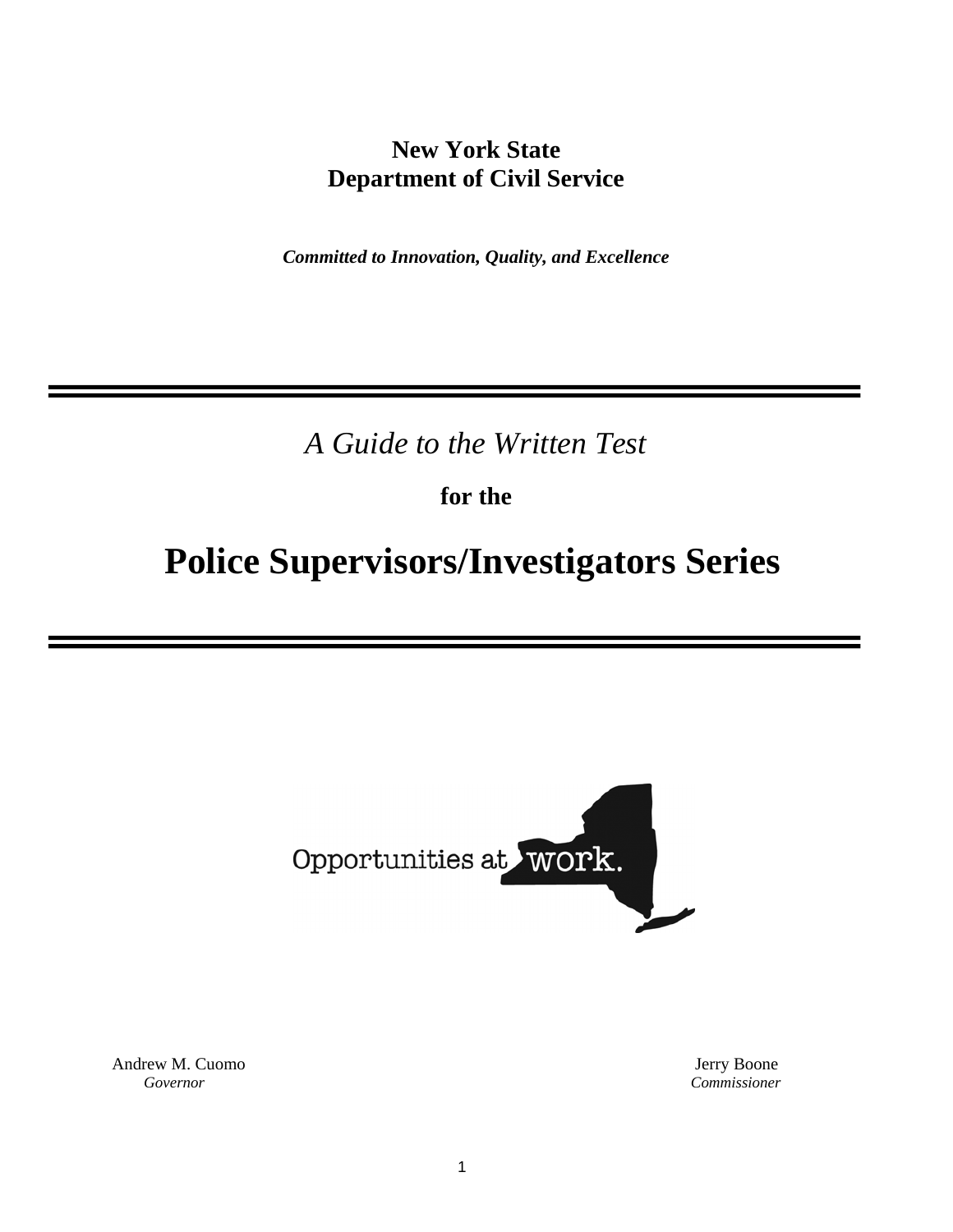**New York State**
**Department of Civil Service**

***Committed to Innovation, Quality, and Excellence***

---

*A Guide to the Written Test*

**for the**

# Police Supervisors/Investigators Series

---

Opportunities at work.

Andrew M. Cuomo
*Governor*

Jerry Boone
*Commissioner*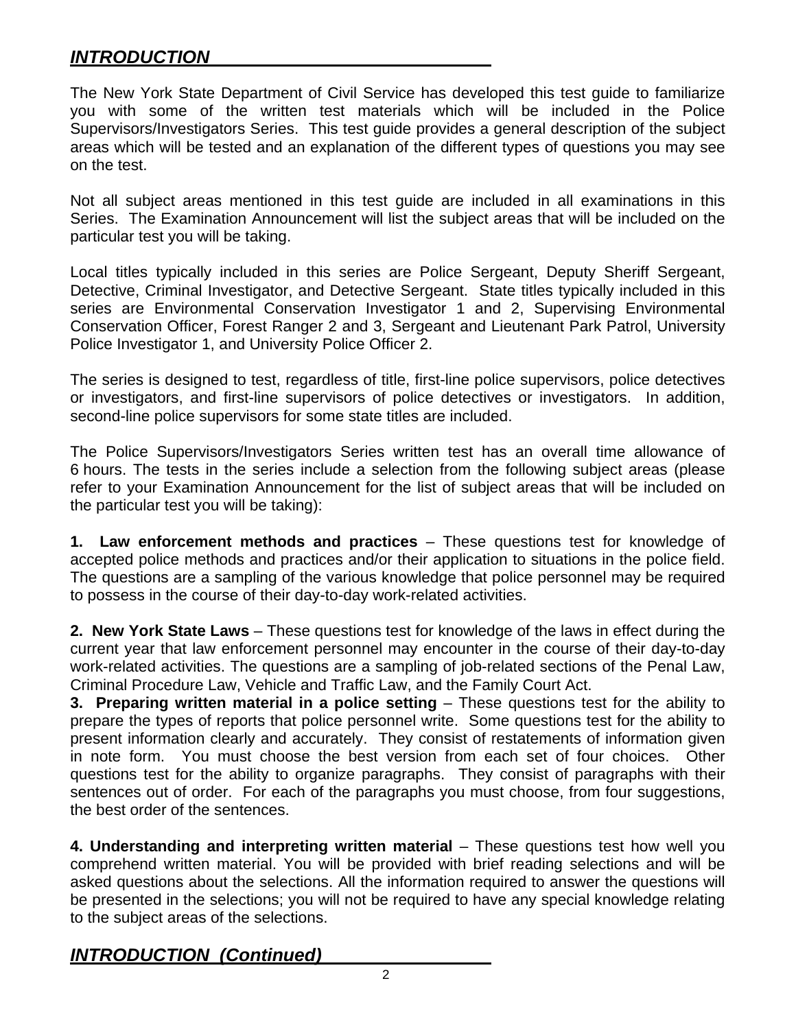## ***INTRODUCTION***

The New York State Department of Civil Service has developed this test guide to familiarize you with some of the written test materials which will be included in the Police Supervisors/Investigators Series. This test guide provides a general description of the subject areas which will be tested and an explanation of the different types of questions you may see on the test.

Not all subject areas mentioned in this test guide are included in all examinations in this Series. The Examination Announcement will list the subject areas that will be included on the particular test you will be taking.

Local titles typically included in this series are Police Sergeant, Deputy Sheriff Sergeant, Detective, Criminal Investigator, and Detective Sergeant. State titles typically included in this series are Environmental Conservation Investigator 1 and 2, Supervising Environmental Conservation Officer, Forest Ranger 2 and 3, Sergeant and Lieutenant Park Patrol, University Police Investigator 1, and University Police Officer 2.

The series is designed to test, regardless of title, first-line police supervisors, police detectives or investigators, and first-line supervisors of police detectives or investigators. In addition, second-line police supervisors for some state titles are included.

The Police Supervisors/Investigators Series written test has an overall time allowance of 6 hours. The tests in the series include a selection from the following subject areas (please refer to your Examination Announcement for the list of subject areas that will be included on the particular test you will be taking):

**1. Law enforcement methods and practices** – These questions test for knowledge of accepted police methods and practices and/or their application to situations in the police field. The questions are a sampling of the various knowledge that police personnel may be required to possess in the course of their day-to-day work-related activities.

**2. New York State Laws** – These questions test for knowledge of the laws in effect during the current year that law enforcement personnel may encounter in the course of their day-to-day work-related activities. The questions are a sampling of job-related sections of the Penal Law, Criminal Procedure Law, Vehicle and Traffic Law, and the Family Court Act.

**3. Preparing written material in a police setting** – These questions test for the ability to prepare the types of reports that police personnel write. Some questions test for the ability to present information clearly and accurately. They consist of restatements of information given in note form. You must choose the best version from each set of four choices. Other questions test for the ability to organize paragraphs. They consist of paragraphs with their sentences out of order. For each of the paragraphs you must choose, from four suggestions, the best order of the sentences.

**4. Understanding and interpreting written material** – These questions test how well you comprehend written material. You will be provided with brief reading selections and will be asked questions about the selections. All the information required to answer the questions will be presented in the selections; you will not be required to have any special knowledge relating to the subject areas of the selections.

## ***INTRODUCTION (Continued)***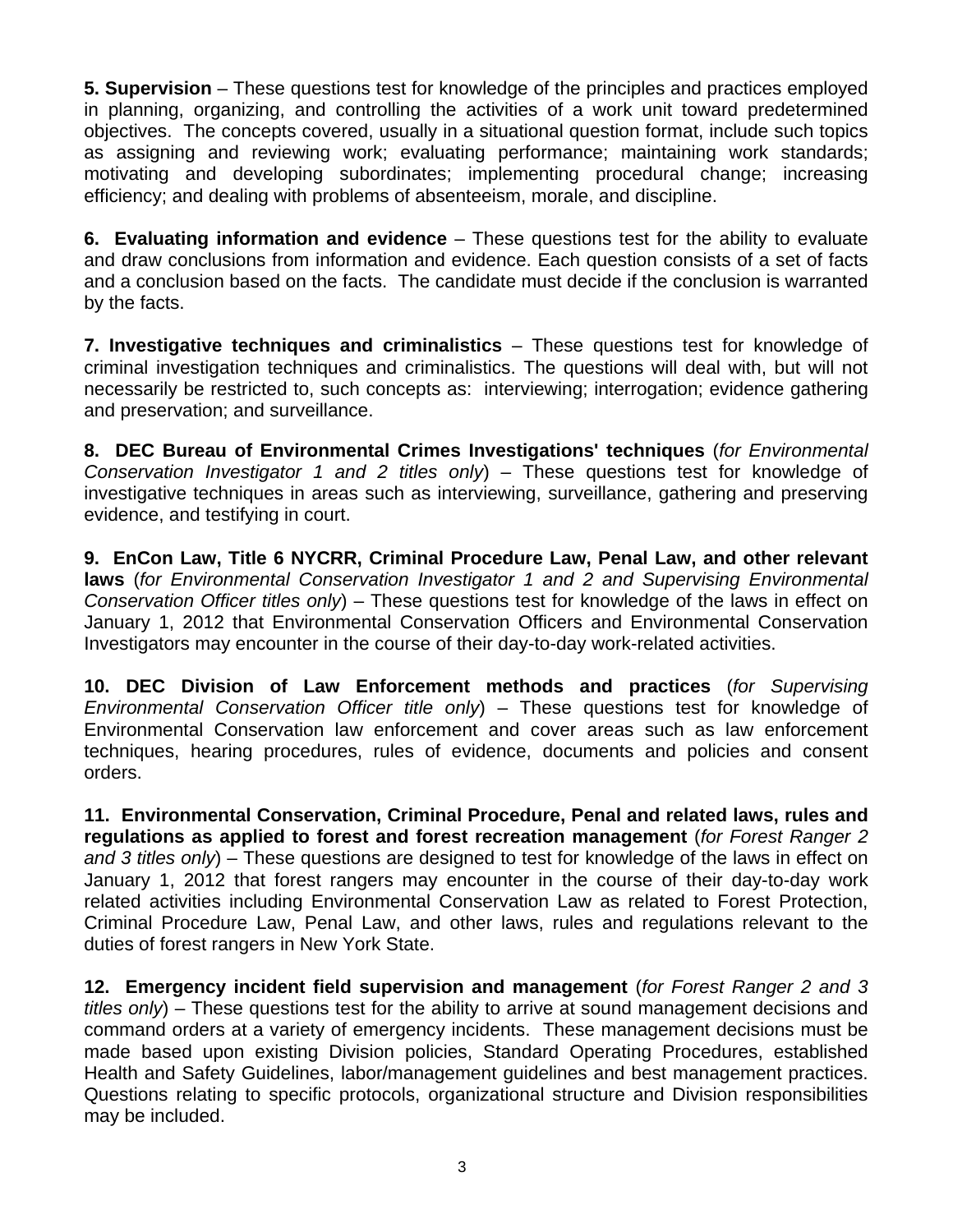**5. Supervision** – These questions test for knowledge of the principles and practices employed in planning, organizing, and controlling the activities of a work unit toward predetermined objectives. The concepts covered, usually in a situational question format, include such topics as assigning and reviewing work; evaluating performance; maintaining work standards; motivating and developing subordinates; implementing procedural change; increasing efficiency; and dealing with problems of absenteeism, morale, and discipline.

**6. Evaluating information and evidence** – These questions test for the ability to evaluate and draw conclusions from information and evidence. Each question consists of a set of facts and a conclusion based on the facts. The candidate must decide if the conclusion is warranted by the facts.

**7. Investigative techniques and criminalistics** – These questions test for knowledge of criminal investigation techniques and criminalistics. The questions will deal with, but will not necessarily be restricted to, such concepts as: interviewing; interrogation; evidence gathering and preservation; and surveillance.

**8. DEC Bureau of Environmental Crimes Investigations' techniques** (*for Environmental Conservation Investigator 1 and 2 titles only*) – These questions test for knowledge of investigative techniques in areas such as interviewing, surveillance, gathering and preserving evidence, and testifying in court.

**9. EnCon Law, Title 6 NYCRR, Criminal Procedure Law, Penal Law, and other relevant laws** (*for Environmental Conservation Investigator 1 and 2 and Supervising Environmental Conservation Officer titles only*) – These questions test for knowledge of the laws in effect on January 1, 2012 that Environmental Conservation Officers and Environmental Conservation Investigators may encounter in the course of their day-to-day work-related activities.

**10. DEC Division of Law Enforcement methods and practices** (*for Supervising Environmental Conservation Officer title only*) – These questions test for knowledge of Environmental Conservation law enforcement and cover areas such as law enforcement techniques, hearing procedures, rules of evidence, documents and policies and consent orders.

**11. Environmental Conservation, Criminal Procedure, Penal and related laws, rules and regulations as applied to forest and forest recreation management** (*for Forest Ranger 2 and 3 titles only*) – These questions are designed to test for knowledge of the laws in effect on January 1, 2012 that forest rangers may encounter in the course of their day-to-day work related activities including Environmental Conservation Law as related to Forest Protection, Criminal Procedure Law, Penal Law, and other laws, rules and regulations relevant to the duties of forest rangers in New York State.

**12. Emergency incident field supervision and management** (*for Forest Ranger 2 and 3 titles only*) – These questions test for the ability to arrive at sound management decisions and command orders at a variety of emergency incidents. These management decisions must be made based upon existing Division policies, Standard Operating Procedures, established Health and Safety Guidelines, labor/management guidelines and best management practices. Questions relating to specific protocols, organizational structure and Division responsibilities may be included.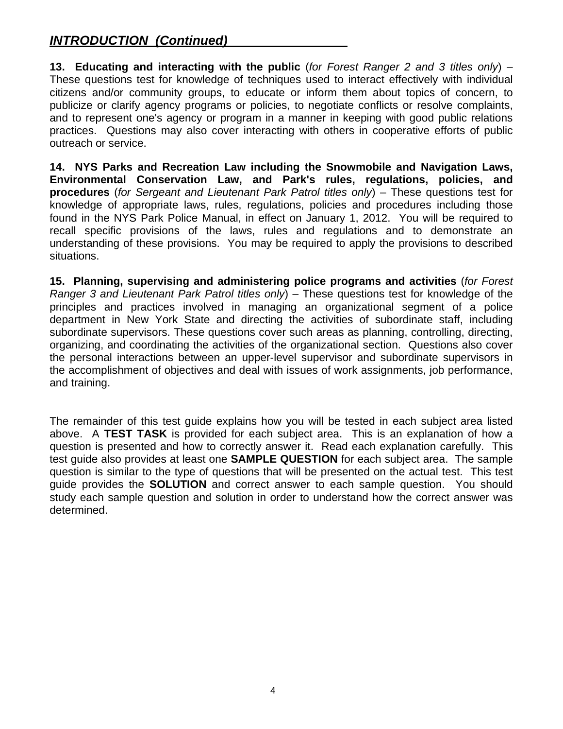## *INTRODUCTION (Continued)*

**13. Educating and interacting with the public** (*for Forest Ranger 2 and 3 titles only*) – These questions test for knowledge of techniques used to interact effectively with individual citizens and/or community groups, to educate or inform them about topics of concern, to publicize or clarify agency programs or policies, to negotiate conflicts or resolve complaints, and to represent one's agency or program in a manner in keeping with good public relations practices. Questions may also cover interacting with others in cooperative efforts of public outreach or service.

**14. NYS Parks and Recreation Law including the Snowmobile and Navigation Laws, Environmental Conservation Law, and Park's rules, regulations, policies, and procedures** (*for Sergeant and Lieutenant Park Patrol titles only*) – These questions test for knowledge of appropriate laws, rules, regulations, policies and procedures including those found in the NYS Park Police Manual, in effect on January 1, 2012. You will be required to recall specific provisions of the laws, rules and regulations and to demonstrate an understanding of these provisions. You may be required to apply the provisions to described situations.

**15. Planning, supervising and administering police programs and activities** (*for Forest Ranger 3 and Lieutenant Park Patrol titles only*) – These questions test for knowledge of the principles and practices involved in managing an organizational segment of a police department in New York State and directing the activities of subordinate staff, including subordinate supervisors. These questions cover such areas as planning, controlling, directing, organizing, and coordinating the activities of the organizational section. Questions also cover the personal interactions between an upper-level supervisor and subordinate supervisors in the accomplishment of objectives and deal with issues of work assignments, job performance, and training.

The remainder of this test guide explains how you will be tested in each subject area listed above. A **TEST TASK** is provided for each subject area. This is an explanation of how a question is presented and how to correctly answer it. Read each explanation carefully. This test guide also provides at least one **SAMPLE QUESTION** for each subject area. The sample question is similar to the type of questions that will be presented on the actual test. This test guide provides the **SOLUTION** and correct answer to each sample question. You should study each sample question and solution in order to understand how the correct answer was determined.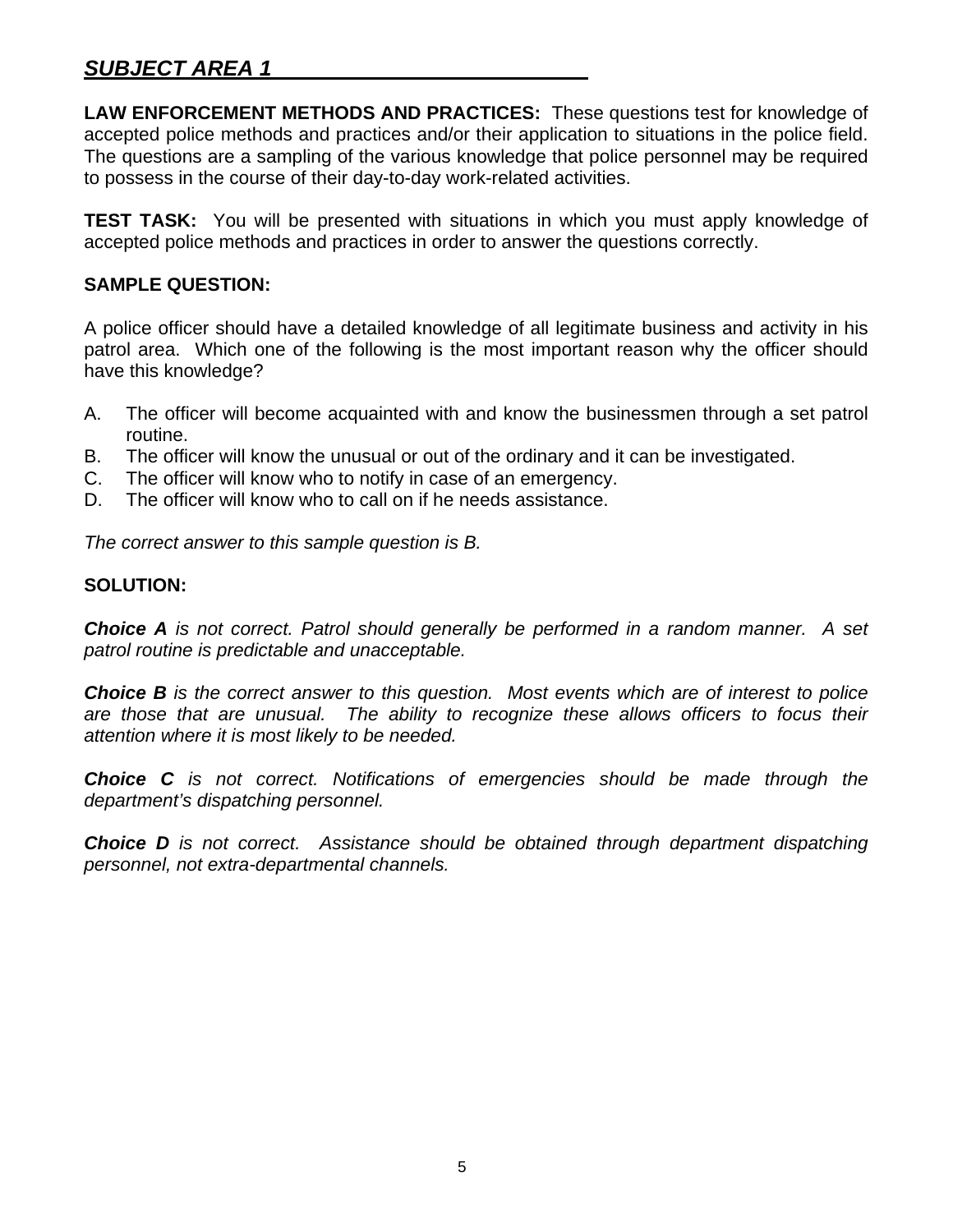## *SUBJECT AREA 1*

**LAW ENFORCEMENT METHODS AND PRACTICES:** These questions test for knowledge of accepted police methods and practices and/or their application to situations in the police field. The questions are a sampling of the various knowledge that police personnel may be required to possess in the course of their day-to-day work-related activities.

**TEST TASK:** You will be presented with situations in which you must apply knowledge of accepted police methods and practices in order to answer the questions correctly.

**SAMPLE QUESTION:**

A police officer should have a detailed knowledge of all legitimate business and activity in his patrol area. Which one of the following is the most important reason why the officer should have this knowledge?

A. The officer will become acquainted with and know the businessmen through a set patrol routine.
B. The officer will know the unusual or out of the ordinary and it can be investigated.
C. The officer will know who to notify in case of an emergency.
D. The officer will know who to call on if he needs assistance.

*The correct answer to this sample question is B.*

**SOLUTION:**

***Choice A*** *is not correct. Patrol should generally be performed in a random manner. A set patrol routine is predictable and unacceptable.*

***Choice B*** *is the correct answer to this question. Most events which are of interest to police are those that are unusual. The ability to recognize these allows officers to focus their attention where it is most likely to be needed.*

***Choice C*** *is not correct. Notifications of emergencies should be made through the department's dispatching personnel.*

***Choice D*** *is not correct. Assistance should be obtained through department dispatching personnel, not extra-departmental channels.*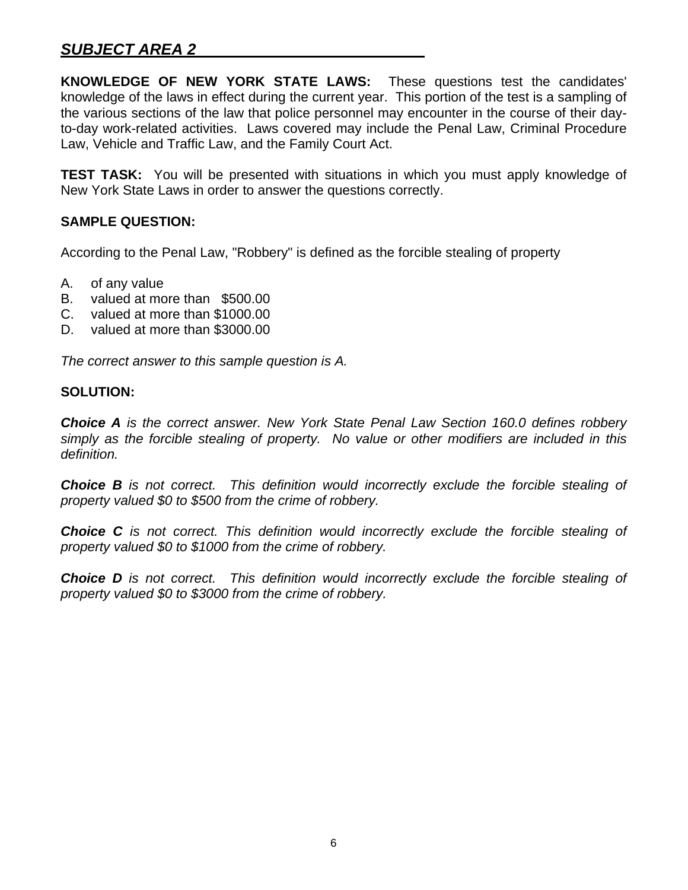## ***SUBJECT AREA 2***

**KNOWLEDGE OF NEW YORK STATE LAWS:** These questions test the candidates' knowledge of the laws in effect during the current year. This portion of the test is a sampling of the various sections of the law that police personnel may encounter in the course of their day-to-day work-related activities. Laws covered may include the Penal Law, Criminal Procedure Law, Vehicle and Traffic Law, and the Family Court Act.

**TEST TASK:** You will be presented with situations in which you must apply knowledge of New York State Laws in order to answer the questions correctly.

**SAMPLE QUESTION:**

According to the Penal Law, "Robbery" is defined as the forcible stealing of property

A. of any value
B. valued at more than $500.00
C. valued at more than $1000.00
D. valued at more than $3000.00

*The correct answer to this sample question is A.*

**SOLUTION:**

***Choice A*** *is the correct answer. New York State Penal Law Section 160.0 defines robbery simply as the forcible stealing of property. No value or other modifiers are included in this definition.*

***Choice B*** *is not correct. This definition would incorrectly exclude the forcible stealing of property valued $0 to $500 from the crime of robbery.*

***Choice C*** *is not correct. This definition would incorrectly exclude the forcible stealing of property valued $0 to $1000 from the crime of robbery.*

***Choice D*** *is not correct. This definition would incorrectly exclude the forcible stealing of property valued $0 to $3000 from the crime of robbery.*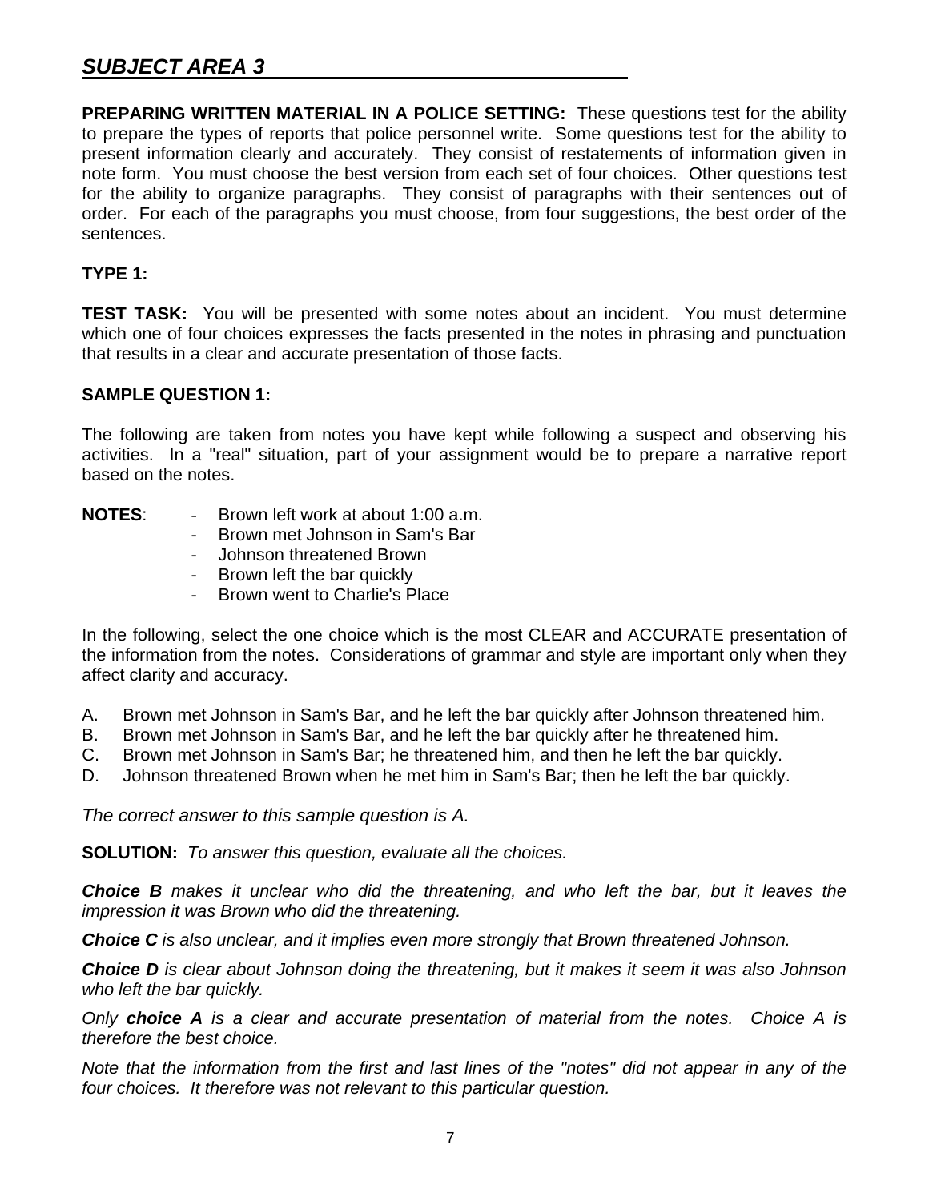## *SUBJECT AREA 3*

**PREPARING WRITTEN MATERIAL IN A POLICE SETTING:** These questions test for the ability to prepare the types of reports that police personnel write. Some questions test for the ability to present information clearly and accurately. They consist of restatements of information given in note form. You must choose the best version from each set of four choices. Other questions test for the ability to organize paragraphs. They consist of paragraphs with their sentences out of order. For each of the paragraphs you must choose, from four suggestions, the best order of the sentences.

**TYPE 1:**

**TEST TASK:** You will be presented with some notes about an incident. You must determine which one of four choices expresses the facts presented in the notes in phrasing and punctuation that results in a clear and accurate presentation of those facts.

**SAMPLE QUESTION 1:**

The following are taken from notes you have kept while following a suspect and observing his activities. In a "real" situation, part of your assignment would be to prepare a narrative report based on the notes.

**NOTES**:

- Brown left work at about 1:00 a.m.
- Brown met Johnson in Sam's Bar
- Johnson threatened Brown
- Brown left the bar quickly
- Brown went to Charlie's Place

In the following, select the one choice which is the most CLEAR and ACCURATE presentation of the information from the notes. Considerations of grammar and style are important only when they affect clarity and accuracy.

A. Brown met Johnson in Sam's Bar, and he left the bar quickly after Johnson threatened him.
B. Brown met Johnson in Sam's Bar, and he left the bar quickly after he threatened him.
C. Brown met Johnson in Sam's Bar; he threatened him, and then he left the bar quickly.
D. Johnson threatened Brown when he met him in Sam's Bar; then he left the bar quickly.

*The correct answer to this sample question is A.*

**SOLUTION:** *To answer this question, evaluate all the choices.*

***Choice B*** *makes it unclear who did the threatening, and who left the bar, but it leaves the impression it was Brown who did the threatening.*

***Choice C*** *is also unclear, and it implies even more strongly that Brown threatened Johnson.*

***Choice D*** *is clear about Johnson doing the threatening, but it makes it seem it was also Johnson who left the bar quickly.*

*Only* ***choice A*** *is a clear and accurate presentation of material from the notes. Choice A is therefore the best choice.*

*Note that the information from the first and last lines of the "notes" did not appear in any of the four choices. It therefore was not relevant to this particular question.*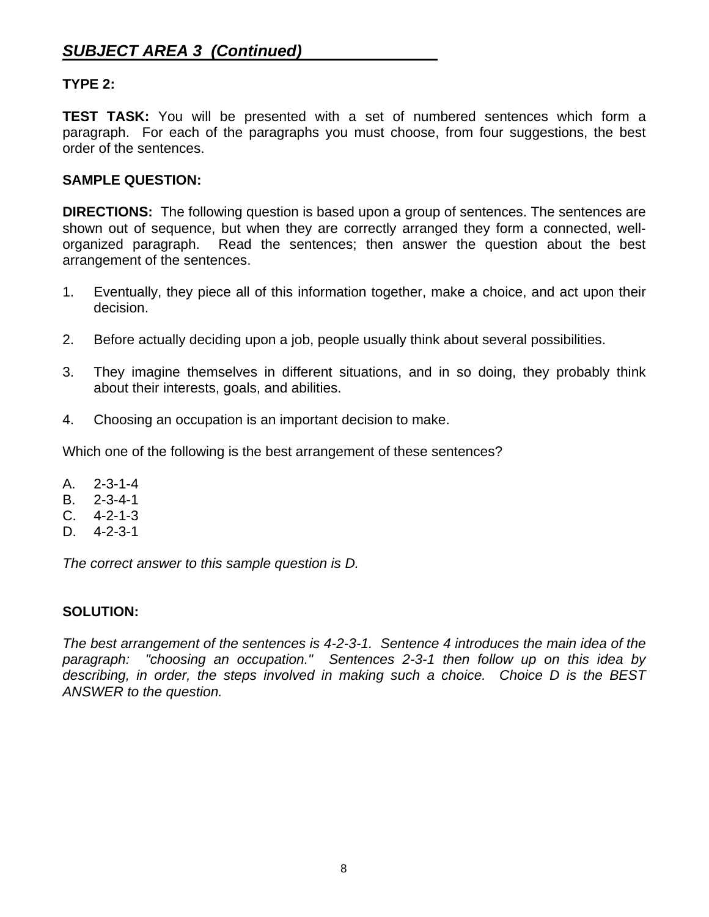## ***SUBJECT AREA 3 (Continued)***

**TYPE 2:**

**TEST TASK:** You will be presented with a set of numbered sentences which form a paragraph. For each of the paragraphs you must choose, from four suggestions, the best order of the sentences.

**SAMPLE QUESTION:**

**DIRECTIONS:** The following question is based upon a group of sentences. The sentences are shown out of sequence, but when they are correctly arranged they form a connected, well-organized paragraph. Read the sentences; then answer the question about the best arrangement of the sentences.

1. Eventually, they piece all of this information together, make a choice, and act upon their decision.
2. Before actually deciding upon a job, people usually think about several possibilities.
3. They imagine themselves in different situations, and in so doing, they probably think about their interests, goals, and abilities.
4. Choosing an occupation is an important decision to make.

Which one of the following is the best arrangement of these sentences?

A. 2-3-1-4
B. 2-3-4-1
C. 4-2-1-3
D. 4-2-3-1

*The correct answer to this sample question is D.*

**SOLUTION:**

*The best arrangement of the sentences is 4-2-3-1. Sentence 4 introduces the main idea of the paragraph: "choosing an occupation." Sentences 2-3-1 then follow up on this idea by describing, in order, the steps involved in making such a choice. Choice D is the BEST ANSWER to the question.*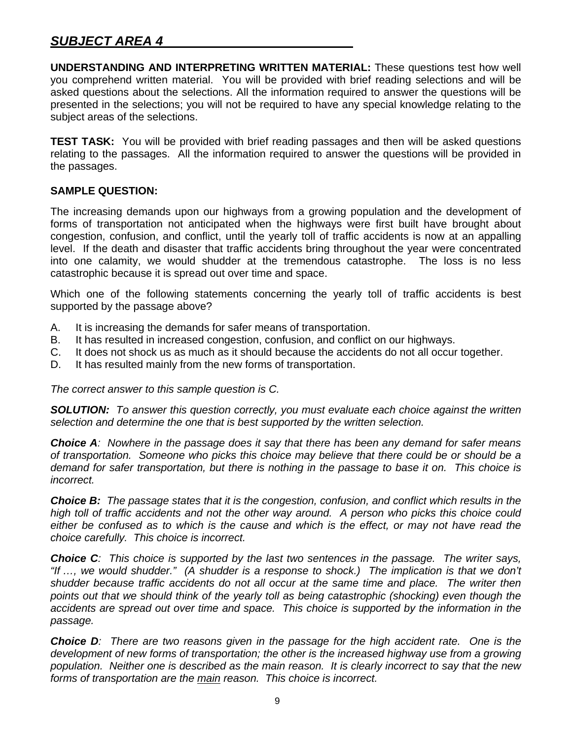## ***SUBJECT AREA 4***

**UNDERSTANDING AND INTERPRETING WRITTEN MATERIAL:** These questions test how well you comprehend written material. You will be provided with brief reading selections and will be asked questions about the selections. All the information required to answer the questions will be presented in the selections; you will not be required to have any special knowledge relating to the subject areas of the selections.

**TEST TASK:** You will be provided with brief reading passages and then will be asked questions relating to the passages. All the information required to answer the questions will be provided in the passages.

**SAMPLE QUESTION:**

The increasing demands upon our highways from a growing population and the development of forms of transportation not anticipated when the highways were first built have brought about congestion, confusion, and conflict, until the yearly toll of traffic accidents is now at an appalling level. If the death and disaster that traffic accidents bring throughout the year were concentrated into one calamity, we would shudder at the tremendous catastrophe. The loss is no less catastrophic because it is spread out over time and space.

Which one of the following statements concerning the yearly toll of traffic accidents is best supported by the passage above?

A. It is increasing the demands for safer means of transportation.
B. It has resulted in increased congestion, confusion, and conflict on our highways.
C. It does not shock us as much as it should because the accidents do not all occur together.
D. It has resulted mainly from the new forms of transportation.

*The correct answer to this sample question is C.*

***SOLUTION:*** *To answer this question correctly, you must evaluate each choice against the written selection and determine the one that is best supported by the written selection.*

***Choice A****: Nowhere in the passage does it say that there has been any demand for safer means of transportation. Someone who picks this choice may believe that there could be or should be a demand for safer transportation, but there is nothing in the passage to base it on. This choice is incorrect.*

***Choice B:*** *The passage states that it is the congestion, confusion, and conflict which results in the high toll of traffic accidents and not the other way around. A person who picks this choice could either be confused as to which is the cause and which is the effect, or may not have read the choice carefully. This choice is incorrect.*

***Choice C****: This choice is supported by the last two sentences in the passage. The writer says, "If …, we would shudder." (A shudder is a response to shock.) The implication is that we don't shudder because traffic accidents do not all occur at the same time and place. The writer then points out that we should think of the yearly toll as being catastrophic (shocking) even though the accidents are spread out over time and space. This choice is supported by the information in the passage.*

***Choice D****: There are two reasons given in the passage for the high accident rate. One is the development of new forms of transportation; the other is the increased highway use from a growing population. Neither one is described as the main reason. It is clearly incorrect to say that the new forms of transportation are the <u>main</u> reason. This choice is incorrect.*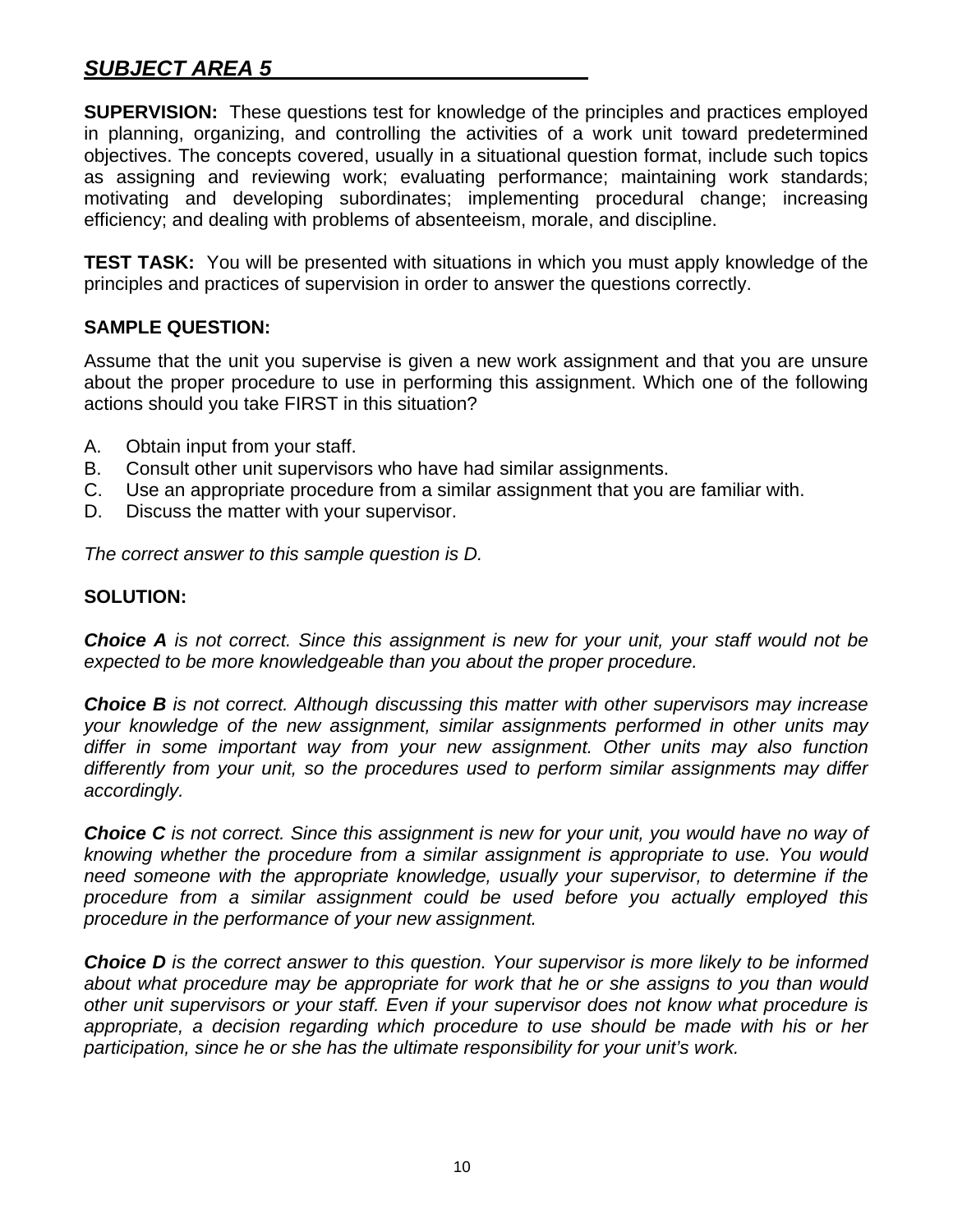## ***SUBJECT AREA 5***

**SUPERVISION:** These questions test for knowledge of the principles and practices employed in planning, organizing, and controlling the activities of a work unit toward predetermined objectives. The concepts covered, usually in a situational question format, include such topics as assigning and reviewing work; evaluating performance; maintaining work standards; motivating and developing subordinates; implementing procedural change; increasing efficiency; and dealing with problems of absenteeism, morale, and discipline.

**TEST TASK:** You will be presented with situations in which you must apply knowledge of the principles and practices of supervision in order to answer the questions correctly.

**SAMPLE QUESTION:**

Assume that the unit you supervise is given a new work assignment and that you are unsure about the proper procedure to use in performing this assignment. Which one of the following actions should you take FIRST in this situation?

A. Obtain input from your staff.
B. Consult other unit supervisors who have had similar assignments.
C. Use an appropriate procedure from a similar assignment that you are familiar with.
D. Discuss the matter with your supervisor.

*The correct answer to this sample question is D.*

**SOLUTION:**

***Choice A*** *is not correct. Since this assignment is new for your unit, your staff would not be expected to be more knowledgeable than you about the proper procedure.*

***Choice B*** *is not correct. Although discussing this matter with other supervisors may increase your knowledge of the new assignment, similar assignments performed in other units may differ in some important way from your new assignment. Other units may also function differently from your unit, so the procedures used to perform similar assignments may differ accordingly.*

***Choice C*** *is not correct. Since this assignment is new for your unit, you would have no way of knowing whether the procedure from a similar assignment is appropriate to use. You would need someone with the appropriate knowledge, usually your supervisor, to determine if the procedure from a similar assignment could be used before you actually employed this procedure in the performance of your new assignment.*

***Choice D*** *is the correct answer to this question. Your supervisor is more likely to be informed about what procedure may be appropriate for work that he or she assigns to you than would other unit supervisors or your staff. Even if your supervisor does not know what procedure is appropriate, a decision regarding which procedure to use should be made with his or her participation, since he or she has the ultimate responsibility for your unit's work.*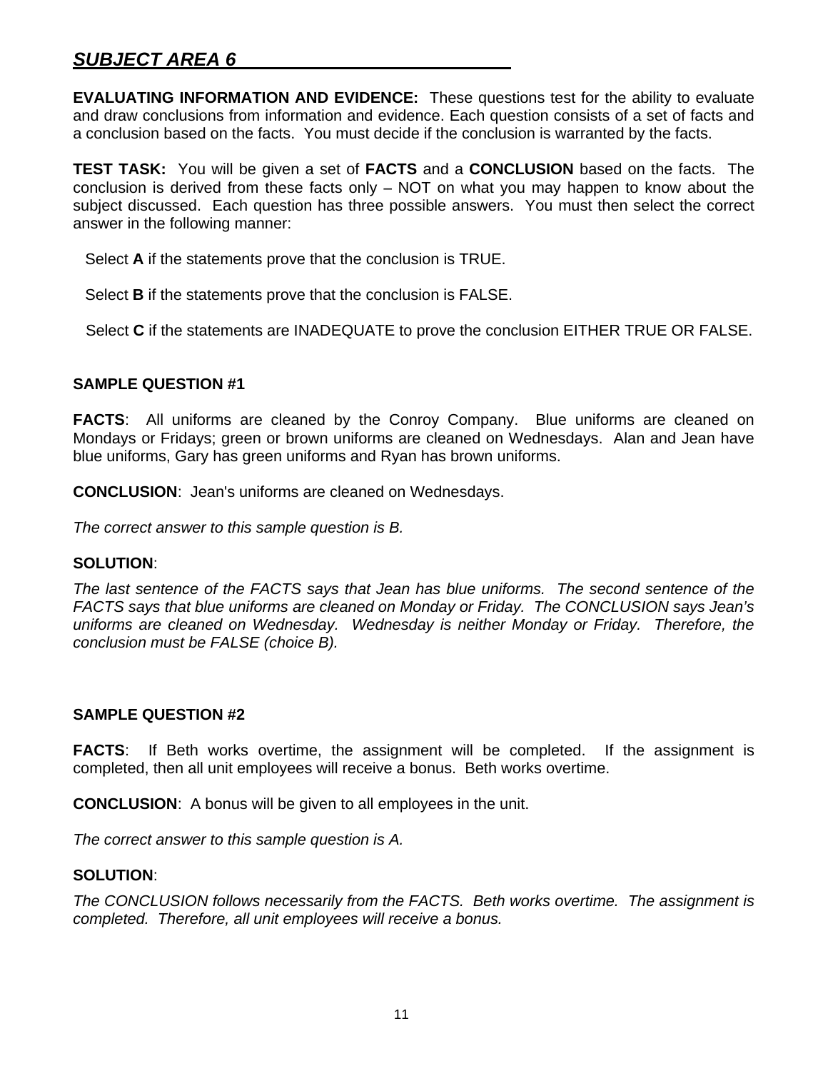## ***SUBJECT AREA 6***

**EVALUATING INFORMATION AND EVIDENCE:** These questions test for the ability to evaluate and draw conclusions from information and evidence. Each question consists of a set of facts and a conclusion based on the facts. You must decide if the conclusion is warranted by the facts.

**TEST TASK:** You will be given a set of **FACTS** and a **CONCLUSION** based on the facts. The conclusion is derived from these facts only – NOT on what you may happen to know about the subject discussed. Each question has three possible answers. You must then select the correct answer in the following manner:

Select **A** if the statements prove that the conclusion is TRUE.

Select **B** if the statements prove that the conclusion is FALSE.

Select **C** if the statements are INADEQUATE to prove the conclusion EITHER TRUE OR FALSE.

**SAMPLE QUESTION #1**

**FACTS**: All uniforms are cleaned by the Conroy Company. Blue uniforms are cleaned on Mondays or Fridays; green or brown uniforms are cleaned on Wednesdays. Alan and Jean have blue uniforms, Gary has green uniforms and Ryan has brown uniforms.

**CONCLUSION**: Jean's uniforms are cleaned on Wednesdays.

*The correct answer to this sample question is B.*

**SOLUTION**:

*The last sentence of the FACTS says that Jean has blue uniforms. The second sentence of the FACTS says that blue uniforms are cleaned on Monday or Friday. The CONCLUSION says Jean's uniforms are cleaned on Wednesday. Wednesday is neither Monday or Friday. Therefore, the conclusion must be FALSE (choice B).*

**SAMPLE QUESTION #2**

**FACTS**: If Beth works overtime, the assignment will be completed. If the assignment is completed, then all unit employees will receive a bonus. Beth works overtime.

**CONCLUSION**: A bonus will be given to all employees in the unit.

*The correct answer to this sample question is A.*

**SOLUTION**:

*The CONCLUSION follows necessarily from the FACTS. Beth works overtime. The assignment is completed. Therefore, all unit employees will receive a bonus.*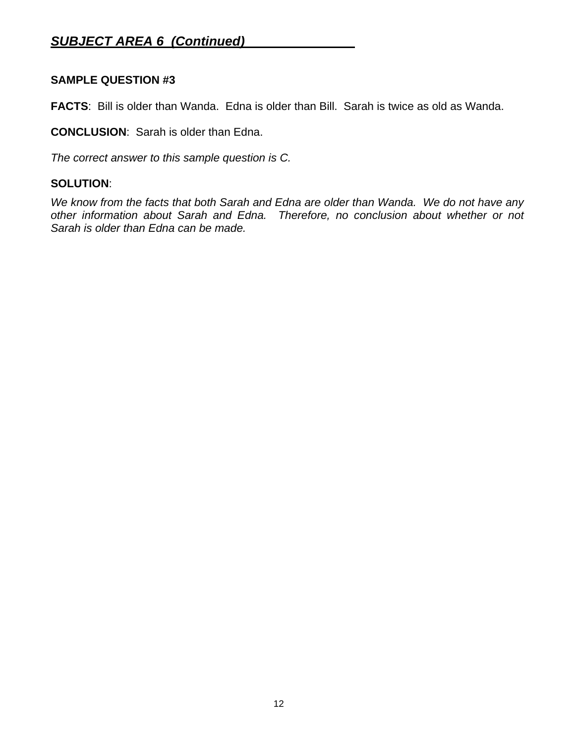## ***SUBJECT AREA 6 (Continued)***

**SAMPLE QUESTION #3**

**FACTS**: Bill is older than Wanda. Edna is older than Bill. Sarah is twice as old as Wanda.

**CONCLUSION**: Sarah is older than Edna.

*The correct answer to this sample question is C.*

**SOLUTION**:

*We know from the facts that both Sarah and Edna are older than Wanda. We do not have any other information about Sarah and Edna. Therefore, no conclusion about whether or not Sarah is older than Edna can be made.*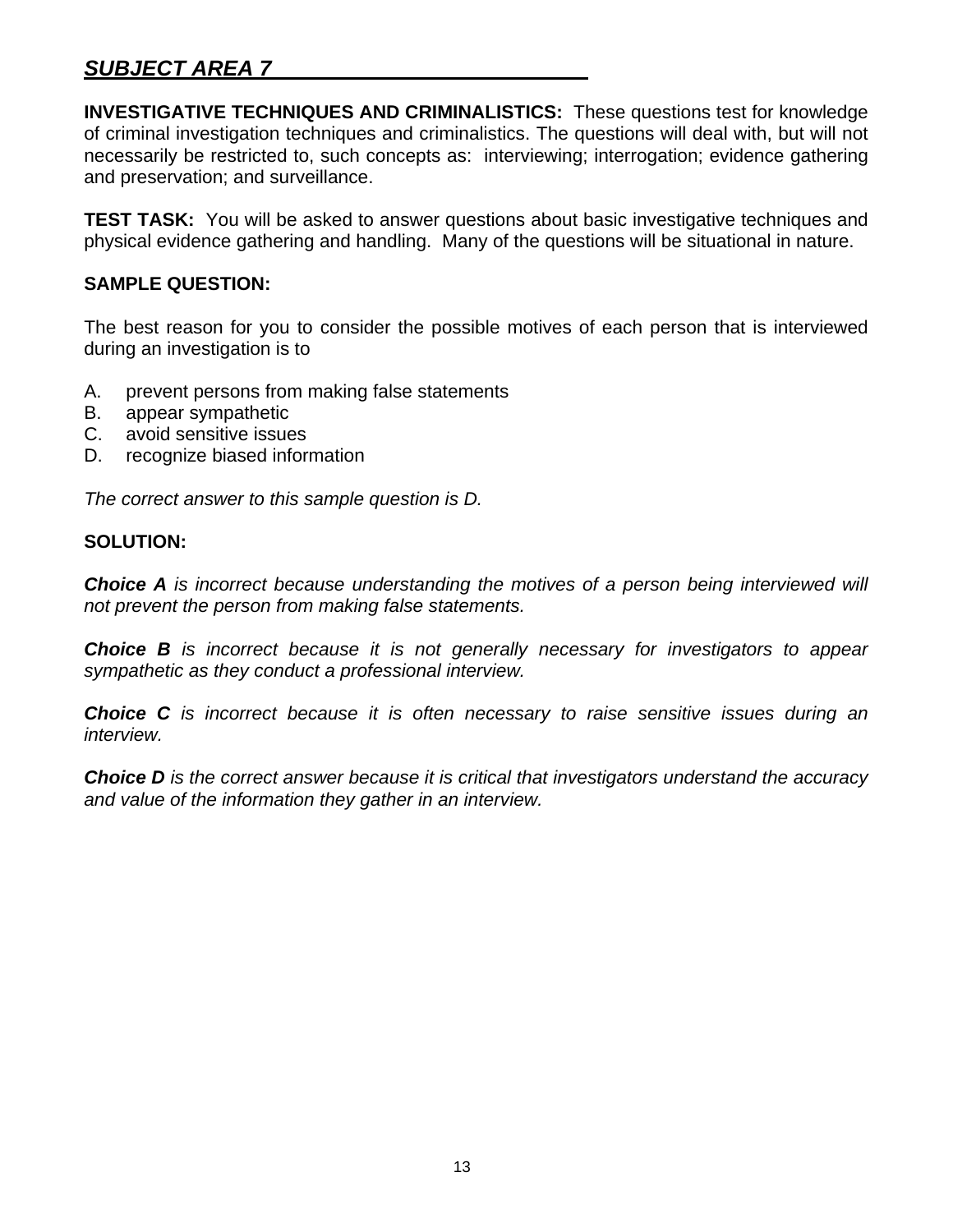## ***SUBJECT AREA 7***

**INVESTIGATIVE TECHNIQUES AND CRIMINALISTICS:** These questions test for knowledge of criminal investigation techniques and criminalistics. The questions will deal with, but will not necessarily be restricted to, such concepts as: interviewing; interrogation; evidence gathering and preservation; and surveillance.

**TEST TASK:** You will be asked to answer questions about basic investigative techniques and physical evidence gathering and handling. Many of the questions will be situational in nature.

**SAMPLE QUESTION:**

The best reason for you to consider the possible motives of each person that is interviewed during an investigation is to

A. prevent persons from making false statements
B. appear sympathetic
C. avoid sensitive issues
D. recognize biased information

*The correct answer to this sample question is D.*

**SOLUTION:**

***Choice A*** *is incorrect because understanding the motives of a person being interviewed will not prevent the person from making false statements.*

***Choice B*** *is incorrect because it is not generally necessary for investigators to appear sympathetic as they conduct a professional interview.*

***Choice C*** *is incorrect because it is often necessary to raise sensitive issues during an interview.*

***Choice D*** *is the correct answer because it is critical that investigators understand the accuracy and value of the information they gather in an interview.*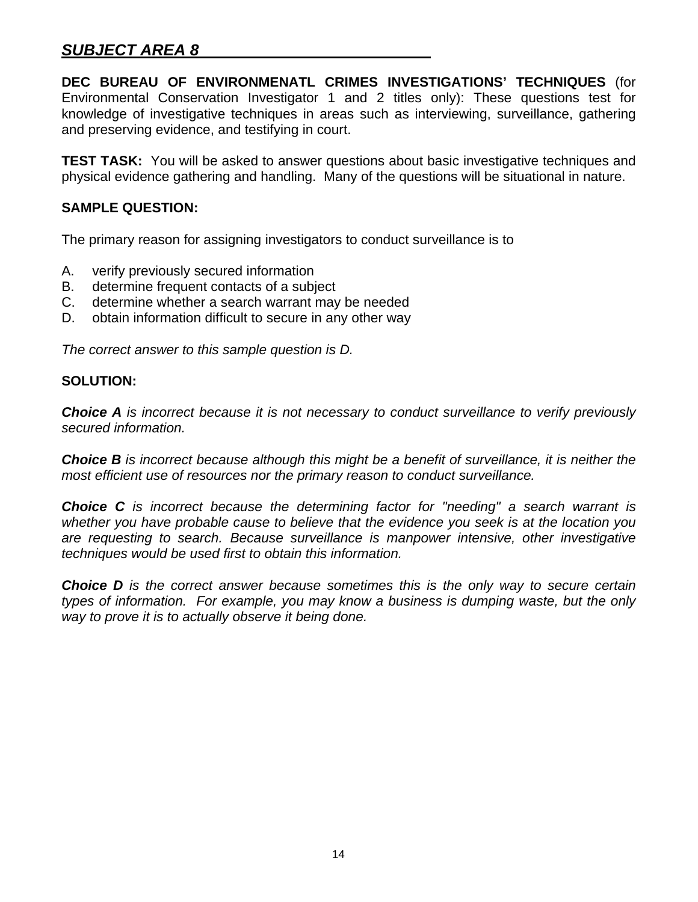## ***SUBJECT AREA 8***

**DEC BUREAU OF ENVIRONMENATL CRIMES INVESTIGATIONS' TECHNIQUES** (for Environmental Conservation Investigator 1 and 2 titles only): These questions test for knowledge of investigative techniques in areas such as interviewing, surveillance, gathering and preserving evidence, and testifying in court.

**TEST TASK:** You will be asked to answer questions about basic investigative techniques and physical evidence gathering and handling. Many of the questions will be situational in nature.

**SAMPLE QUESTION:**

The primary reason for assigning investigators to conduct surveillance is to

A. verify previously secured information
B. determine frequent contacts of a subject
C. determine whether a search warrant may be needed
D. obtain information difficult to secure in any other way

*The correct answer to this sample question is D.*

**SOLUTION:**

***Choice A*** *is incorrect because it is not necessary to conduct surveillance to verify previously secured information.*

***Choice B*** *is incorrect because although this might be a benefit of surveillance, it is neither the most efficient use of resources nor the primary reason to conduct surveillance.*

***Choice C*** *is incorrect because the determining factor for "needing" a search warrant is whether you have probable cause to believe that the evidence you seek is at the location you are requesting to search. Because surveillance is manpower intensive, other investigative techniques would be used first to obtain this information.*

***Choice D*** *is the correct answer because sometimes this is the only way to secure certain types of information. For example, you may know a business is dumping waste, but the only way to prove it is to actually observe it being done.*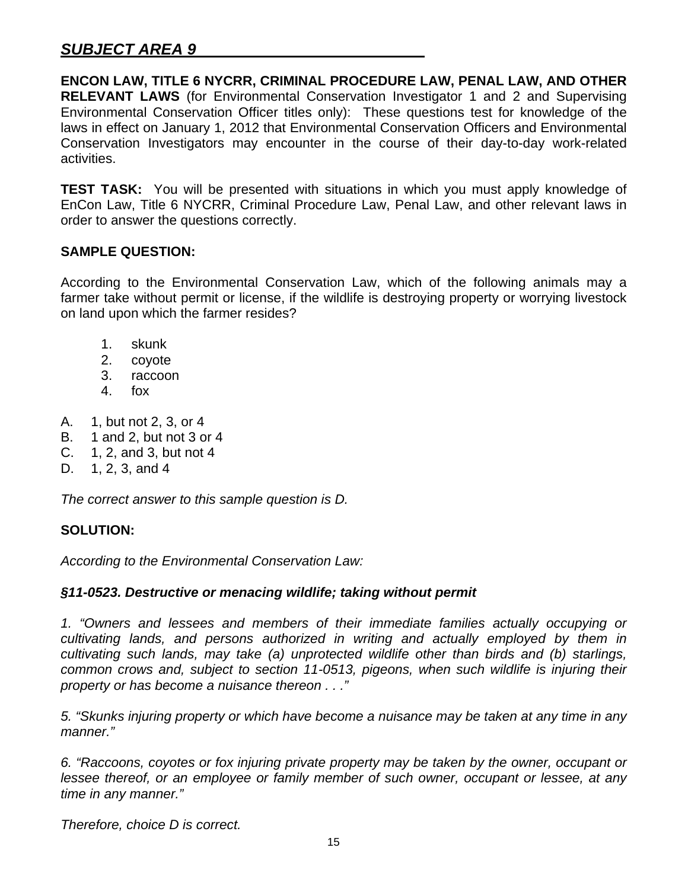## ***SUBJECT AREA 9***

**ENCON LAW, TITLE 6 NYCRR, CRIMINAL PROCEDURE LAW, PENAL LAW, AND OTHER RELEVANT LAWS** (for Environmental Conservation Investigator 1 and 2 and Supervising Environmental Conservation Officer titles only): These questions test for knowledge of the laws in effect on January 1, 2012 that Environmental Conservation Officers and Environmental Conservation Investigators may encounter in the course of their day-to-day work-related activities.

**TEST TASK:** You will be presented with situations in which you must apply knowledge of EnCon Law, Title 6 NYCRR, Criminal Procedure Law, Penal Law, and other relevant laws in order to answer the questions correctly.

**SAMPLE QUESTION:**

According to the Environmental Conservation Law, which of the following animals may a farmer take without permit or license, if the wildlife is destroying property or worrying livestock on land upon which the farmer resides?

1. skunk
2. coyote
3. raccoon
4. fox

A. 1, but not 2, 3, or 4
B. 1 and 2, but not 3 or 4
C. 1, 2, and 3, but not 4
D. 1, 2, 3, and 4

*The correct answer to this sample question is D.*

**SOLUTION:**

*According to the Environmental Conservation Law:*

***§11-0523. Destructive or menacing wildlife; taking without permit***

*1. "Owners and lessees and members of their immediate families actually occupying or cultivating lands, and persons authorized in writing and actually employed by them in cultivating such lands, may take (a) unprotected wildlife other than birds and (b) starlings, common crows and, subject to section 11-0513, pigeons, when such wildlife is injuring their property or has become a nuisance thereon . . ."*

*5. "Skunks injuring property or which have become a nuisance may be taken at any time in any manner."*

*6. "Raccoons, coyotes or fox injuring private property may be taken by the owner, occupant or lessee thereof, or an employee or family member of such owner, occupant or lessee, at any time in any manner."*

*Therefore, choice D is correct.*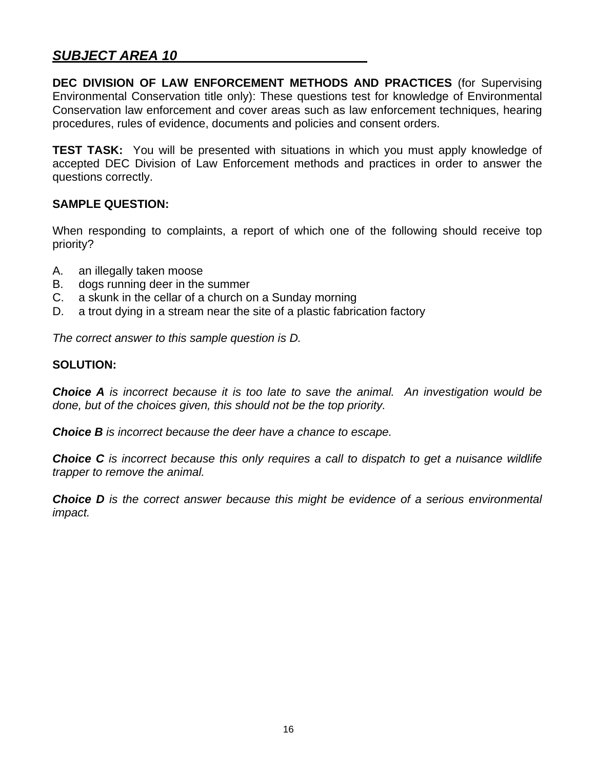## ***SUBJECT AREA 10***

**DEC DIVISION OF LAW ENFORCEMENT METHODS AND PRACTICES** (for Supervising Environmental Conservation title only): These questions test for knowledge of Environmental Conservation law enforcement and cover areas such as law enforcement techniques, hearing procedures, rules of evidence, documents and policies and consent orders.

**TEST TASK:** You will be presented with situations in which you must apply knowledge of accepted DEC Division of Law Enforcement methods and practices in order to answer the questions correctly.

**SAMPLE QUESTION:**

When responding to complaints, a report of which one of the following should receive top priority?

A. an illegally taken moose
B. dogs running deer in the summer
C. a skunk in the cellar of a church on a Sunday morning
D. a trout dying in a stream near the site of a plastic fabrication factory

*The correct answer to this sample question is D.*

**SOLUTION:**

***Choice A*** *is incorrect because it is too late to save the animal. An investigation would be done, but of the choices given, this should not be the top priority.*

***Choice B*** *is incorrect because the deer have a chance to escape.*

***Choice C*** *is incorrect because this only requires a call to dispatch to get a nuisance wildlife trapper to remove the animal.*

***Choice D*** *is the correct answer because this might be evidence of a serious environmental impact.*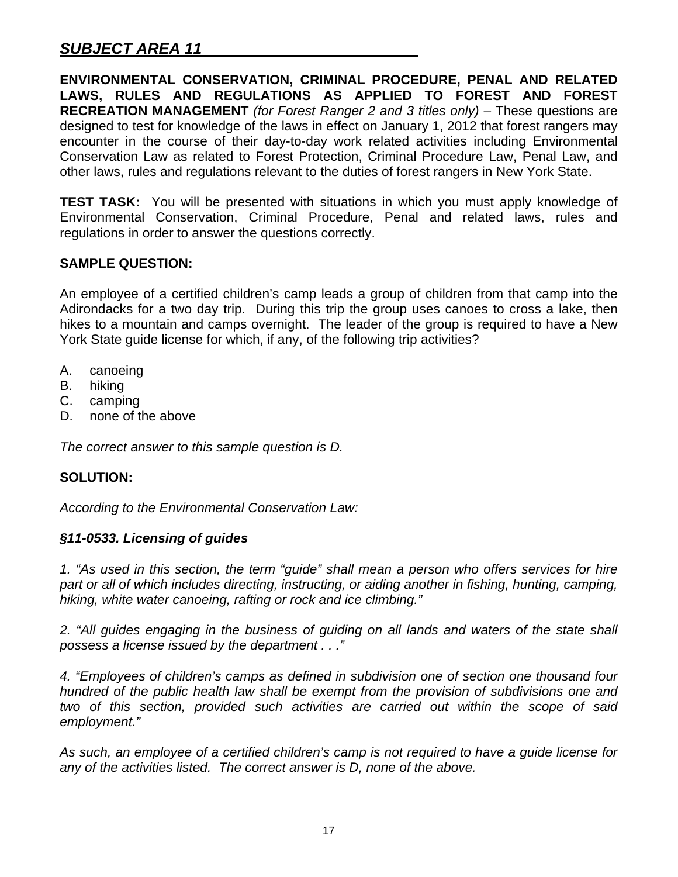## *SUBJECT AREA 11*

**ENVIRONMENTAL CONSERVATION, CRIMINAL PROCEDURE, PENAL AND RELATED LAWS, RULES AND REGULATIONS AS APPLIED TO FOREST AND FOREST RECREATION MANAGEMENT** *(for Forest Ranger 2 and 3 titles only)* – These questions are designed to test for knowledge of the laws in effect on January 1, 2012 that forest rangers may encounter in the course of their day-to-day work related activities including Environmental Conservation Law as related to Forest Protection, Criminal Procedure Law, Penal Law, and other laws, rules and regulations relevant to the duties of forest rangers in New York State.

**TEST TASK:** You will be presented with situations in which you must apply knowledge of Environmental Conservation, Criminal Procedure, Penal and related laws, rules and regulations in order to answer the questions correctly.

**SAMPLE QUESTION:**

An employee of a certified children's camp leads a group of children from that camp into the Adirondacks for a two day trip. During this trip the group uses canoes to cross a lake, then hikes to a mountain and camps overnight. The leader of the group is required to have a New York State guide license for which, if any, of the following trip activities?

A. canoeing
B. hiking
C. camping
D. none of the above

*The correct answer to this sample question is D.*

**SOLUTION:**

*According to the Environmental Conservation Law:*

***§11-0533. Licensing of guides***

*1. "As used in this section, the term "guide" shall mean a person who offers services for hire part or all of which includes directing, instructing, or aiding another in fishing, hunting, camping, hiking, white water canoeing, rafting or rock and ice climbing."*

*2. "All guides engaging in the business of guiding on all lands and waters of the state shall possess a license issued by the department . . ."*

*4. "Employees of children's camps as defined in subdivision one of section one thousand four hundred of the public health law shall be exempt from the provision of subdivisions one and two of this section, provided such activities are carried out within the scope of said employment."*

*As such, an employee of a certified children's camp is not required to have a guide license for any of the activities listed. The correct answer is D, none of the above.*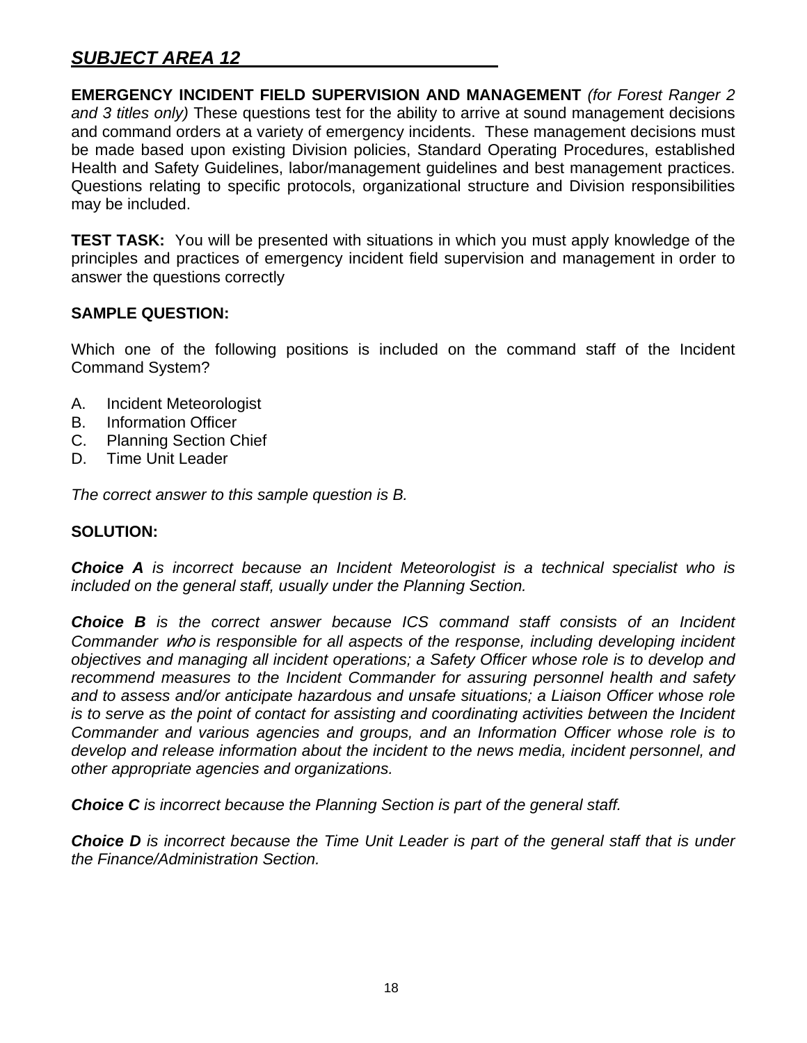## ***SUBJECT AREA 12***

**EMERGENCY INCIDENT FIELD SUPERVISION AND MANAGEMENT** *(for Forest Ranger 2 and 3 titles only)* These questions test for the ability to arrive at sound management decisions and command orders at a variety of emergency incidents. These management decisions must be made based upon existing Division policies, Standard Operating Procedures, established Health and Safety Guidelines, labor/management guidelines and best management practices. Questions relating to specific protocols, organizational structure and Division responsibilities may be included.

**TEST TASK:** You will be presented with situations in which you must apply knowledge of the principles and practices of emergency incident field supervision and management in order to answer the questions correctly

**SAMPLE QUESTION:**

Which one of the following positions is included on the command staff of the Incident Command System?

A. Incident Meteorologist
B. Information Officer
C. Planning Section Chief
D. Time Unit Leader

*The correct answer to this sample question is B.*

**SOLUTION:**

***Choice A*** *is incorrect because an Incident Meteorologist is a technical specialist who is included on the general staff, usually under the Planning Section.*

***Choice B*** *is the correct answer because ICS command staff consists of an Incident Commander who is responsible for all aspects of the response, including developing incident objectives and managing all incident operations; a Safety Officer whose role is to develop and recommend measures to the Incident Commander for assuring personnel health and safety and to assess and/or anticipate hazardous and unsafe situations; a Liaison Officer whose role is to serve as the point of contact for assisting and coordinating activities between the Incident Commander and various agencies and groups, and an Information Officer whose role is to develop and release information about the incident to the news media, incident personnel, and other appropriate agencies and organizations.*

***Choice C*** *is incorrect because the Planning Section is part of the general staff.*

***Choice D*** *is incorrect because the Time Unit Leader is part of the general staff that is under the Finance/Administration Section.*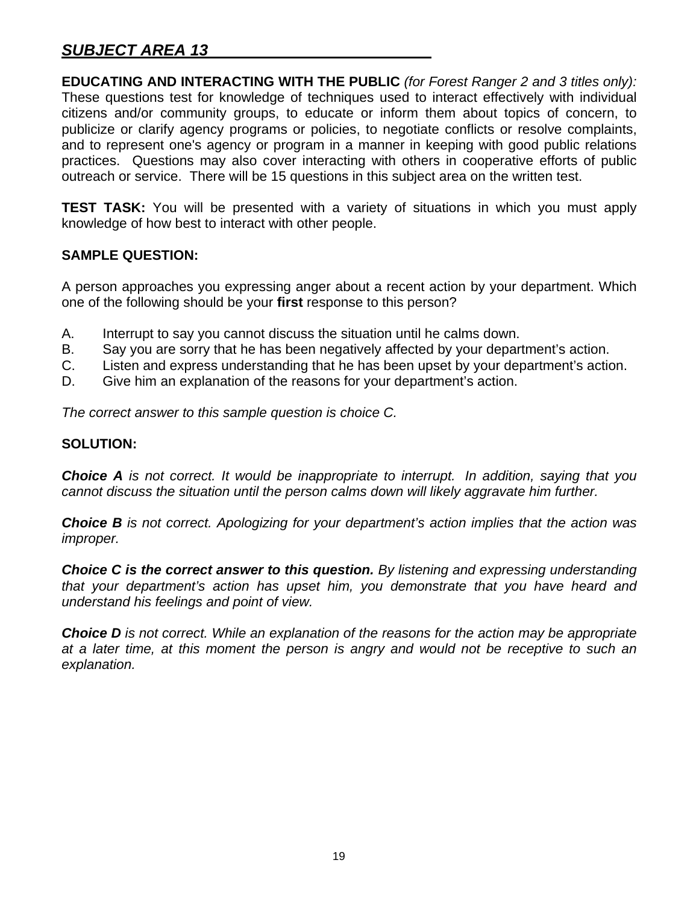## ***SUBJECT AREA 13***

**EDUCATING AND INTERACTING WITH THE PUBLIC** *(for Forest Ranger 2 and 3 titles only):* These questions test for knowledge of techniques used to interact effectively with individual citizens and/or community groups, to educate or inform them about topics of concern, to publicize or clarify agency programs or policies, to negotiate conflicts or resolve complaints, and to represent one's agency or program in a manner in keeping with good public relations practices. Questions may also cover interacting with others in cooperative efforts of public outreach or service. There will be 15 questions in this subject area on the written test.

**TEST TASK:** You will be presented with a variety of situations in which you must apply knowledge of how best to interact with other people.

**SAMPLE QUESTION:**

A person approaches you expressing anger about a recent action by your department. Which one of the following should be your **first** response to this person?

A. Interrupt to say you cannot discuss the situation until he calms down.
B. Say you are sorry that he has been negatively affected by your department's action.
C. Listen and express understanding that he has been upset by your department's action.
D. Give him an explanation of the reasons for your department's action.

*The correct answer to this sample question is choice C.*

**SOLUTION:**

***Choice A*** *is not correct. It would be inappropriate to interrupt. In addition, saying that you cannot discuss the situation until the person calms down will likely aggravate him further.*

***Choice B*** *is not correct. Apologizing for your department's action implies that the action was improper.*

***Choice C is the correct answer to this question.*** *By listening and expressing understanding that your department's action has upset him, you demonstrate that you have heard and understand his feelings and point of view.*

***Choice D*** *is not correct. While an explanation of the reasons for the action may be appropriate at a later time, at this moment the person is angry and would not be receptive to such an explanation.*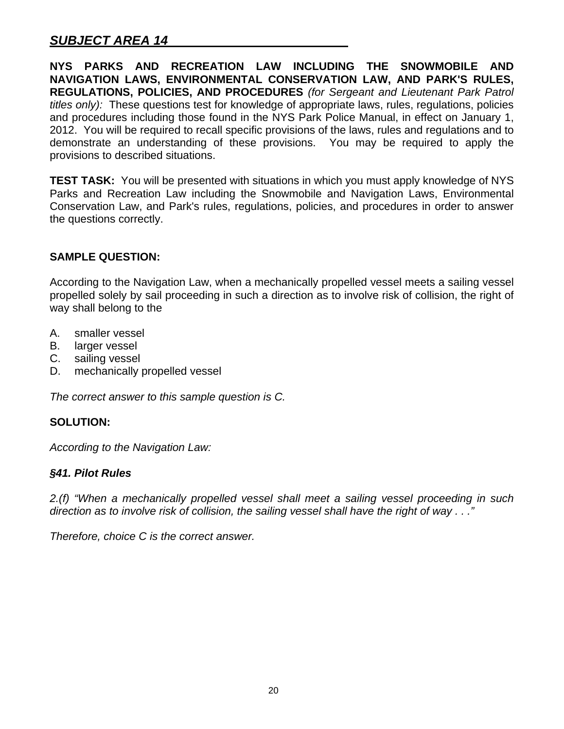## ***SUBJECT AREA 14***

**NYS PARKS AND RECREATION LAW INCLUDING THE SNOWMOBILE AND NAVIGATION LAWS, ENVIRONMENTAL CONSERVATION LAW, AND PARK'S RULES, REGULATIONS, POLICIES, AND PROCEDURES** *(for Sergeant and Lieutenant Park Patrol titles only):* These questions test for knowledge of appropriate laws, rules, regulations, policies and procedures including those found in the NYS Park Police Manual, in effect on January 1, 2012. You will be required to recall specific provisions of the laws, rules and regulations and to demonstrate an understanding of these provisions. You may be required to apply the provisions to described situations.

**TEST TASK:** You will be presented with situations in which you must apply knowledge of NYS Parks and Recreation Law including the Snowmobile and Navigation Laws, Environmental Conservation Law, and Park's rules, regulations, policies, and procedures in order to answer the questions correctly.

**SAMPLE QUESTION:**

According to the Navigation Law, when a mechanically propelled vessel meets a sailing vessel propelled solely by sail proceeding in such a direction as to involve risk of collision, the right of way shall belong to the

A. smaller vessel
B. larger vessel
C. sailing vessel
D. mechanically propelled vessel

*The correct answer to this sample question is C.*

**SOLUTION:**

*According to the Navigation Law:*

***§41. Pilot Rules***

*2.(f) "When a mechanically propelled vessel shall meet a sailing vessel proceeding in such direction as to involve risk of collision, the sailing vessel shall have the right of way . . ."*

*Therefore, choice C is the correct answer.*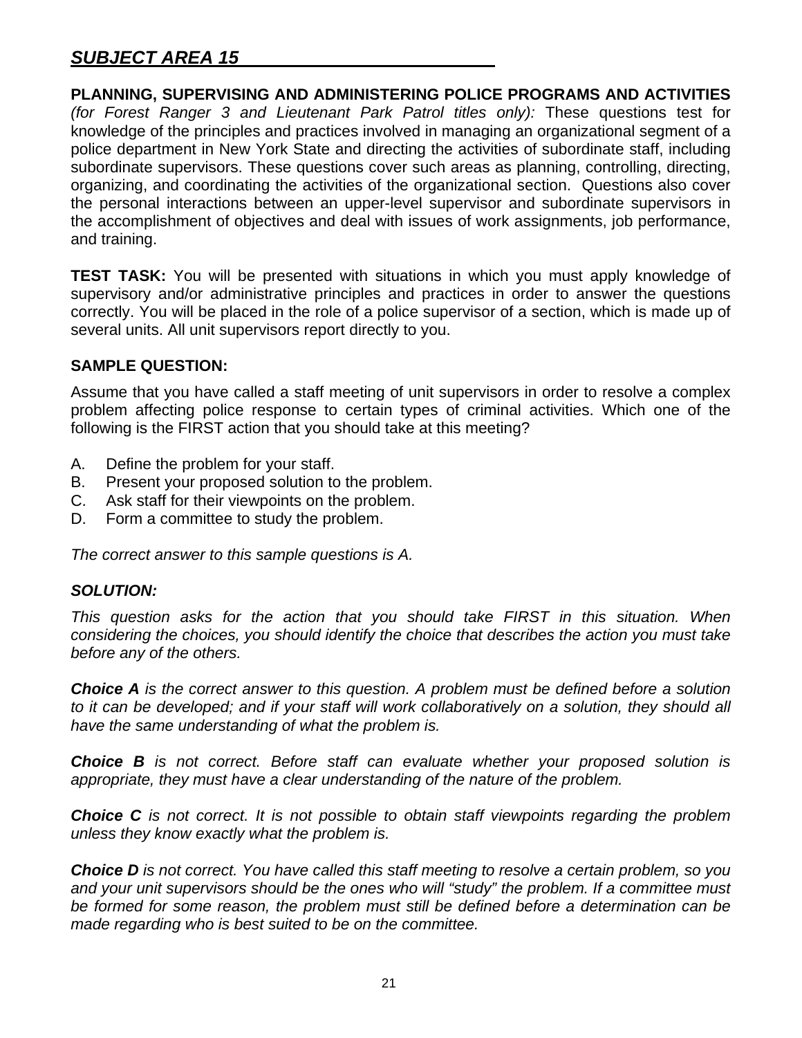## ***SUBJECT AREA 15***

**PLANNING, SUPERVISING AND ADMINISTERING POLICE PROGRAMS AND ACTIVITIES** *(for Forest Ranger 3 and Lieutenant Park Patrol titles only):* These questions test for knowledge of the principles and practices involved in managing an organizational segment of a police department in New York State and directing the activities of subordinate staff, including subordinate supervisors. These questions cover such areas as planning, controlling, directing, organizing, and coordinating the activities of the organizational section. Questions also cover the personal interactions between an upper-level supervisor and subordinate supervisors in the accomplishment of objectives and deal with issues of work assignments, job performance, and training.

**TEST TASK:** You will be presented with situations in which you must apply knowledge of supervisory and/or administrative principles and practices in order to answer the questions correctly. You will be placed in the role of a police supervisor of a section, which is made up of several units. All unit supervisors report directly to you.

**SAMPLE QUESTION:**

Assume that you have called a staff meeting of unit supervisors in order to resolve a complex problem affecting police response to certain types of criminal activities. Which one of the following is the FIRST action that you should take at this meeting?

A. Define the problem for your staff.
B. Present your proposed solution to the problem.
C. Ask staff for their viewpoints on the problem.
D. Form a committee to study the problem.

*The correct answer to this sample questions is A.*

***SOLUTION:***

*This question asks for the action that you should take FIRST in this situation. When considering the choices, you should identify the choice that describes the action you must take before any of the others.*

***Choice A*** *is the correct answer to this question. A problem must be defined before a solution to it can be developed; and if your staff will work collaboratively on a solution, they should all have the same understanding of what the problem is.*

***Choice B*** *is not correct. Before staff can evaluate whether your proposed solution is appropriate, they must have a clear understanding of the nature of the problem.*

***Choice C*** *is not correct. It is not possible to obtain staff viewpoints regarding the problem unless they know exactly what the problem is.*

***Choice D*** *is not correct. You have called this staff meeting to resolve a certain problem, so you and your unit supervisors should be the ones who will "study" the problem. If a committee must be formed for some reason, the problem must still be defined before a determination can be made regarding who is best suited to be on the committee.*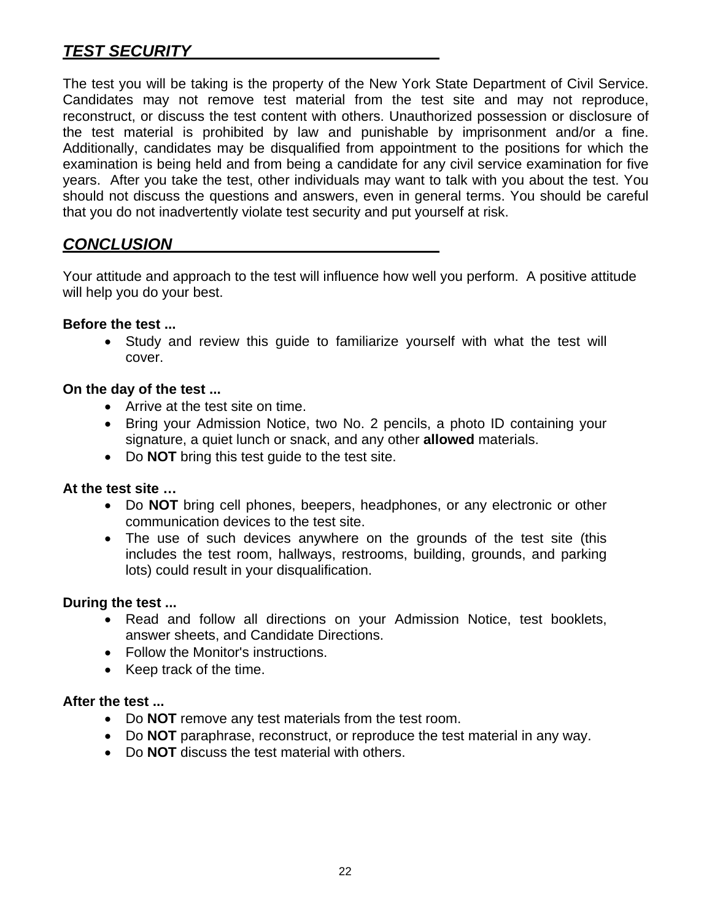## *TEST SECURITY*

The test you will be taking is the property of the New York State Department of Civil Service. Candidates may not remove test material from the test site and may not reproduce, reconstruct, or discuss the test content with others. Unauthorized possession or disclosure of the test material is prohibited by law and punishable by imprisonment and/or a fine. Additionally, candidates may be disqualified from appointment to the positions for which the examination is being held and from being a candidate for any civil service examination for five years. After you take the test, other individuals may want to talk with you about the test. You should not discuss the questions and answers, even in general terms. You should be careful that you do not inadvertently violate test security and put yourself at risk.

## *CONCLUSION*

Your attitude and approach to the test will influence how well you perform. A positive attitude will help you do your best.

**Before the test ...**

- Study and review this guide to familiarize yourself with what the test will cover.

**On the day of the test ...**

- Arrive at the test site on time.
- Bring your Admission Notice, two No. 2 pencils, a photo ID containing your signature, a quiet lunch or snack, and any other **allowed** materials.
- Do **NOT** bring this test guide to the test site.

**At the test site …**

- Do **NOT** bring cell phones, beepers, headphones, or any electronic or other communication devices to the test site.
- The use of such devices anywhere on the grounds of the test site (this includes the test room, hallways, restrooms, building, grounds, and parking lots) could result in your disqualification.

**During the test ...**

- Read and follow all directions on your Admission Notice, test booklets, answer sheets, and Candidate Directions.
- Follow the Monitor's instructions.
- Keep track of the time.

**After the test ...**

- Do **NOT** remove any test materials from the test room.
- Do **NOT** paraphrase, reconstruct, or reproduce the test material in any way.
- Do **NOT** discuss the test material with others.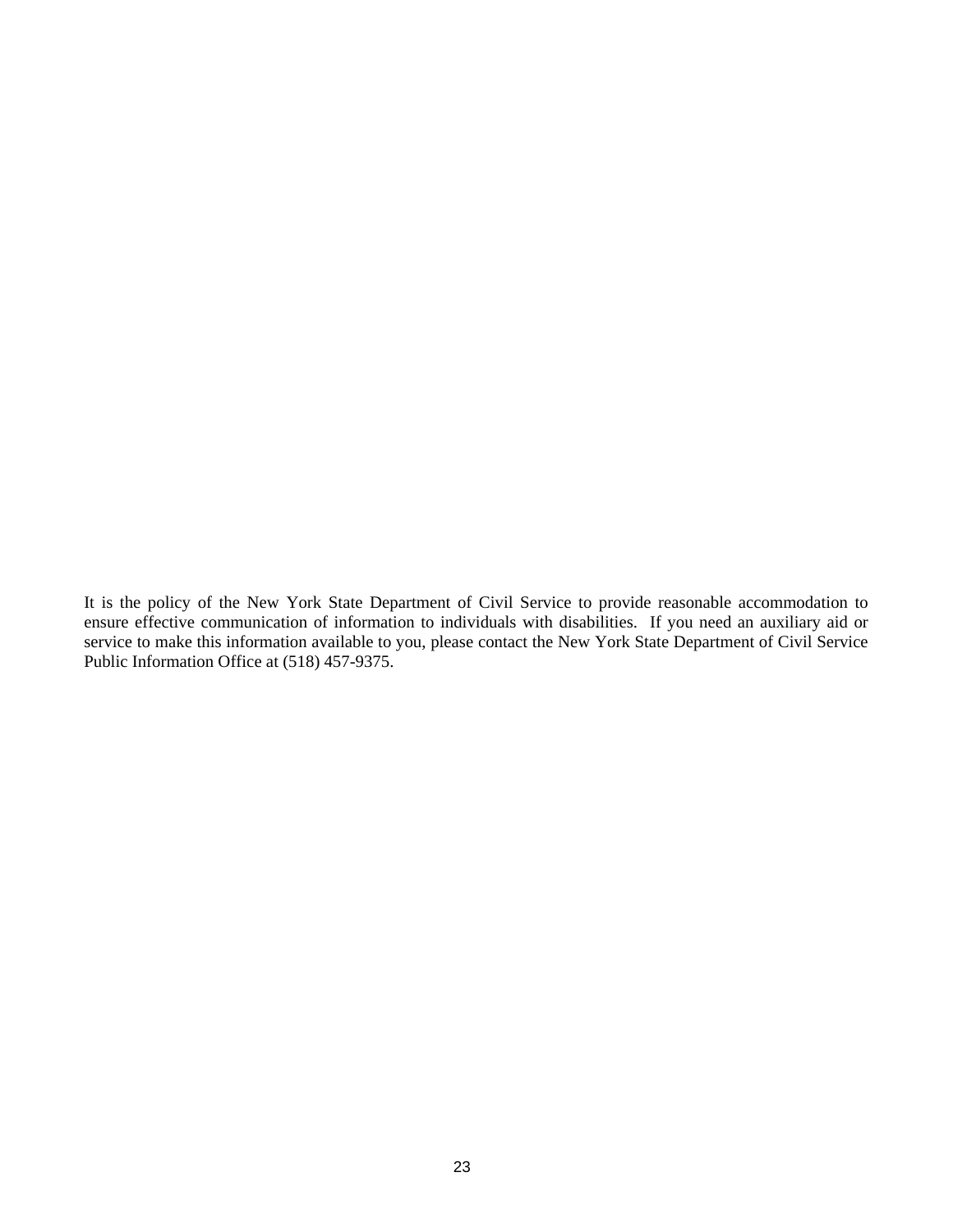It is the policy of the New York State Department of Civil Service to provide reasonable accommodation to ensure effective communication of information to individuals with disabilities. If you need an auxiliary aid or service to make this information available to you, please contact the New York State Department of Civil Service Public Information Office at (518) 457-9375.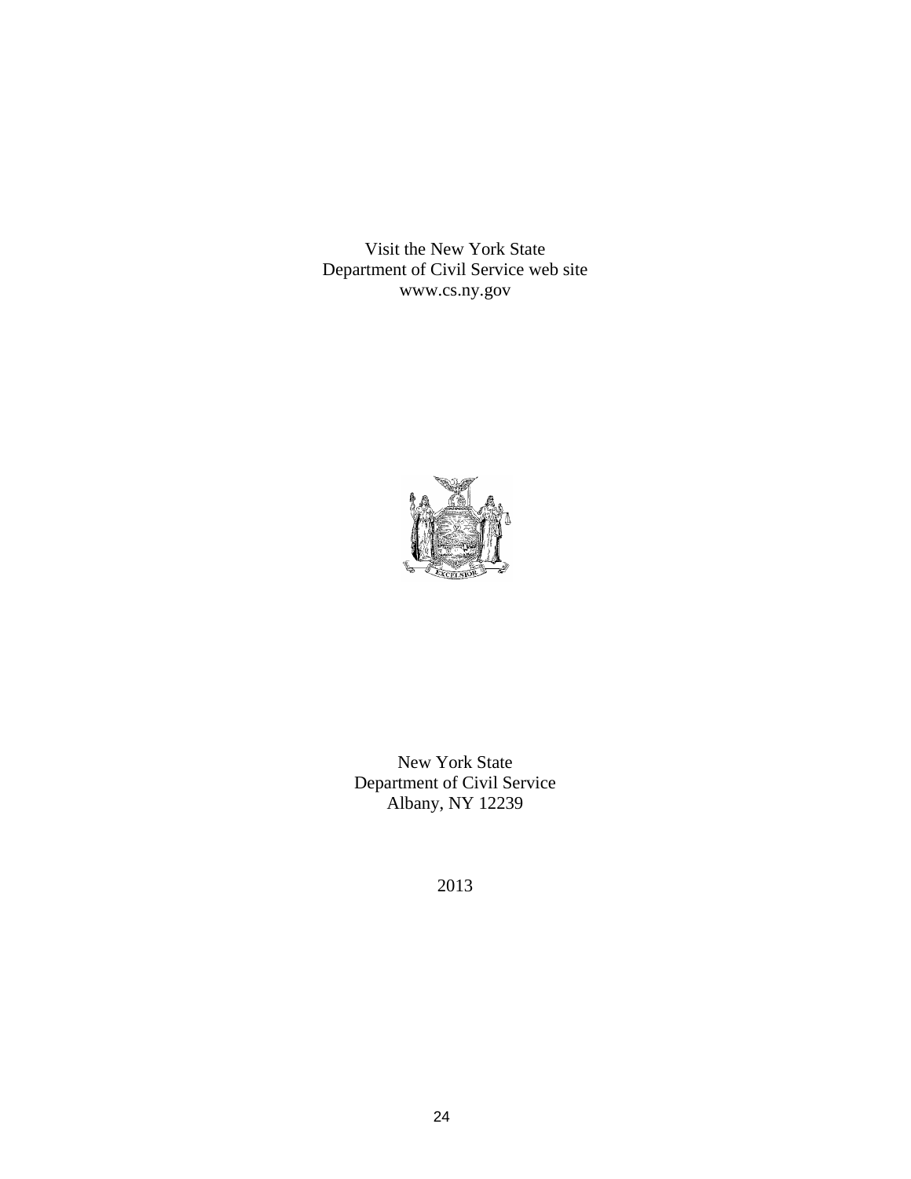Visit the New York State
Department of Civil Service web site
www.cs.ny.gov

New York State
Department of Civil Service
Albany, NY 12239

2013